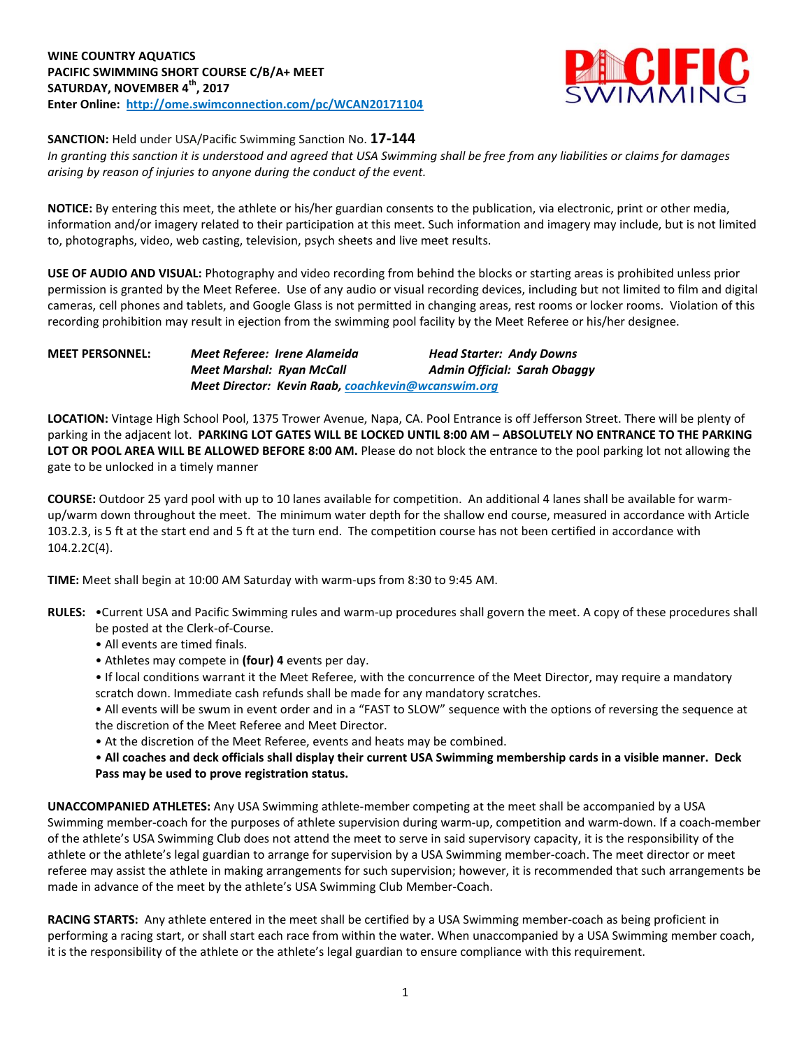**WINE COUNTRY AQUATICS**
**PACIFIC SWIMMING SHORT COURSE C/B/A+ MEET**
**SATURDAY, NOVEMBER 4th, 2017**
**Enter Online: http://ome.swimconnection.com/pc/WCAN20171104**

**SANCTION:** Held under USA/Pacific Swimming Sanction No. **17-144**
*In granting this sanction it is understood and agreed that USA Swimming shall be free from any liabilities or claims for damages arising by reason of injuries to anyone during the conduct of the event.*

**NOTICE:** By entering this meet, the athlete or his/her guardian consents to the publication, via electronic, print or other media, information and/or imagery related to their participation at this meet. Such information and imagery may include, but is not limited to, photographs, video, web casting, television, psych sheets and live meet results.

**USE OF AUDIO AND VISUAL:** Photography and video recording from behind the blocks or starting areas is prohibited unless prior permission is granted by the Meet Referee. Use of any audio or visual recording devices, including but not limited to film and digital cameras, cell phones and tablets, and Google Glass is not permitted in changing areas, rest rooms or locker rooms. Violation of this recording prohibition may result in ejection from the swimming pool facility by the Meet Referee or his/her designee.

**MEET PERSONNEL:**
*Meet Referee: Irene Alameida* — *Head Starter: Andy Downs*
*Meet Marshal: Ryan McCall* — *Admin Official: Sarah Obaggy*
*Meet Director: Kevin Raab, coachkevin@wcanswim.org*

**LOCATION:** Vintage High School Pool, 1375 Trower Avenue, Napa, CA. Pool Entrance is off Jefferson Street. There will be plenty of parking in the adjacent lot. **PARKING LOT GATES WILL BE LOCKED UNTIL 8:00 AM – ABSOLUTELY NO ENTRANCE TO THE PARKING LOT OR POOL AREA WILL BE ALLOWED BEFORE 8:00 AM.** Please do not block the entrance to the pool parking lot not allowing the gate to be unlocked in a timely manner

**COURSE:** Outdoor 25 yard pool with up to 10 lanes available for competition. An additional 4 lanes shall be available for warm-up/warm down throughout the meet. The minimum water depth for the shallow end course, measured in accordance with Article 103.2.3, is 5 ft at the start end and 5 ft at the turn end. The competition course has not been certified in accordance with 104.2.2C(4).

**TIME:** Meet shall begin at 10:00 AM Saturday with warm-ups from 8:30 to 9:45 AM.

**RULES:**
- Current USA and Pacific Swimming rules and warm-up procedures shall govern the meet. A copy of these procedures shall be posted at the Clerk-of-Course.
- All events are timed finals.
- Athletes may compete in **(four) 4** events per day.
- If local conditions warrant it the Meet Referee, with the concurrence of the Meet Director, may require a mandatory scratch down. Immediate cash refunds shall be made for any mandatory scratches.
- All events will be swum in event order and in a "FAST to SLOW" sequence with the options of reversing the sequence at the discretion of the Meet Referee and Meet Director.
- At the discretion of the Meet Referee, events and heats may be combined.
- **All coaches and deck officials shall display their current USA Swimming membership cards in a visible manner. Deck Pass may be used to prove registration status.**

**UNACCOMPANIED ATHLETES:** Any USA Swimming athlete-member competing at the meet shall be accompanied by a USA Swimming member-coach for the purposes of athlete supervision during warm-up, competition and warm-down. If a coach-member of the athlete's USA Swimming Club does not attend the meet to serve in said supervisory capacity, it is the responsibility of the athlete or the athlete's legal guardian to arrange for supervision by a USA Swimming member-coach. The meet director or meet referee may assist the athlete in making arrangements for such supervision; however, it is recommended that such arrangements be made in advance of the meet by the athlete's USA Swimming Club Member-Coach.

**RACING STARTS:** Any athlete entered in the meet shall be certified by a USA Swimming member-coach as being proficient in performing a racing start, or shall start each race from within the water. When unaccompanied by a USA Swimming member coach, it is the responsibility of the athlete or the athlete's legal guardian to ensure compliance with this requirement.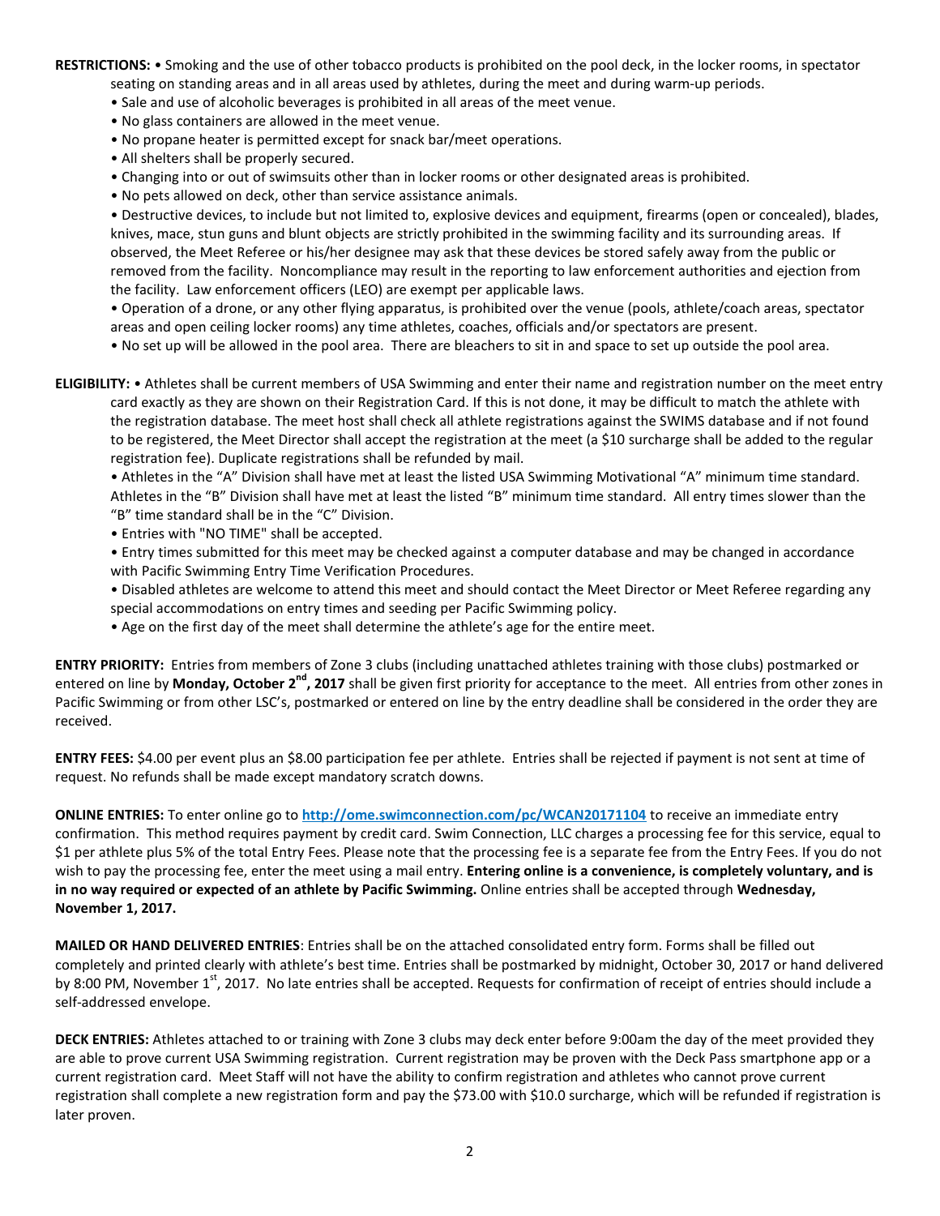**RESTRICTIONS:** • Smoking and the use of other tobacco products is prohibited on the pool deck, in the locker rooms, in spectator seating on standing areas and in all areas used by athletes, during the meet and during warm-up periods.

• Sale and use of alcoholic beverages is prohibited in all areas of the meet venue.

• No glass containers are allowed in the meet venue.

• No propane heater is permitted except for snack bar/meet operations.

• All shelters shall be properly secured.

• Changing into or out of swimsuits other than in locker rooms or other designated areas is prohibited.

• No pets allowed on deck, other than service assistance animals.

• Destructive devices, to include but not limited to, explosive devices and equipment, firearms (open or concealed), blades, knives, mace, stun guns and blunt objects are strictly prohibited in the swimming facility and its surrounding areas. If observed, the Meet Referee or his/her designee may ask that these devices be stored safely away from the public or removed from the facility. Noncompliance may result in the reporting to law enforcement authorities and ejection from the facility. Law enforcement officers (LEO) are exempt per applicable laws.

• Operation of a drone, or any other flying apparatus, is prohibited over the venue (pools, athlete/coach areas, spectator areas and open ceiling locker rooms) any time athletes, coaches, officials and/or spectators are present.

• No set up will be allowed in the pool area. There are bleachers to sit in and space to set up outside the pool area.

**ELIGIBILITY:** • Athletes shall be current members of USA Swimming and enter their name and registration number on the meet entry card exactly as they are shown on their Registration Card. If this is not done, it may be difficult to match the athlete with the registration database. The meet host shall check all athlete registrations against the SWIMS database and if not found to be registered, the Meet Director shall accept the registration at the meet (a $10 surcharge shall be added to the regular registration fee). Duplicate registrations shall be refunded by mail.

• Athletes in the "A" Division shall have met at least the listed USA Swimming Motivational "A" minimum time standard. Athletes in the "B" Division shall have met at least the listed "B" minimum time standard. All entry times slower than the "B" time standard shall be in the "C" Division.

• Entries with "NO TIME" shall be accepted.

• Entry times submitted for this meet may be checked against a computer database and may be changed in accordance with Pacific Swimming Entry Time Verification Procedures.

• Disabled athletes are welcome to attend this meet and should contact the Meet Director or Meet Referee regarding any special accommodations on entry times and seeding per Pacific Swimming policy.

• Age on the first day of the meet shall determine the athlete's age for the entire meet.

**ENTRY PRIORITY:** Entries from members of Zone 3 clubs (including unattached athletes training with those clubs) postmarked or entered on line by **Monday, October 2nd, 2017** shall be given first priority for acceptance to the meet. All entries from other zones in Pacific Swimming or from other LSC's, postmarked or entered on line by the entry deadline shall be considered in the order they are received.

**ENTRY FEES:** $4.00 per event plus an $8.00 participation fee per athlete. Entries shall be rejected if payment is not sent at time of request. No refunds shall be made except mandatory scratch downs.

**ONLINE ENTRIES:** To enter online go to **http://ome.swimconnection.com/pc/WCAN20171104** to receive an immediate entry confirmation. This method requires payment by credit card. Swim Connection, LLC charges a processing fee for this service, equal to $1 per athlete plus 5% of the total Entry Fees. Please note that the processing fee is a separate fee from the Entry Fees. If you do not wish to pay the processing fee, enter the meet using a mail entry. **Entering online is a convenience, is completely voluntary, and is in no way required or expected of an athlete by Pacific Swimming.** Online entries shall be accepted through **Wednesday, November 1, 2017.**

**MAILED OR HAND DELIVERED ENTRIES**: Entries shall be on the attached consolidated entry form. Forms shall be filled out completely and printed clearly with athlete's best time. Entries shall be postmarked by midnight, October 30, 2017 or hand delivered by 8:00 PM, November 1st, 2017. No late entries shall be accepted. Requests for confirmation of receipt of entries should include a self-addressed envelope.

**DECK ENTRIES:** Athletes attached to or training with Zone 3 clubs may deck enter before 9:00am the day of the meet provided they are able to prove current USA Swimming registration. Current registration may be proven with the Deck Pass smartphone app or a current registration card. Meet Staff will not have the ability to confirm registration and athletes who cannot prove current registration shall complete a new registration form and pay the $73.00 with $10.0 surcharge, which will be refunded if registration is later proven.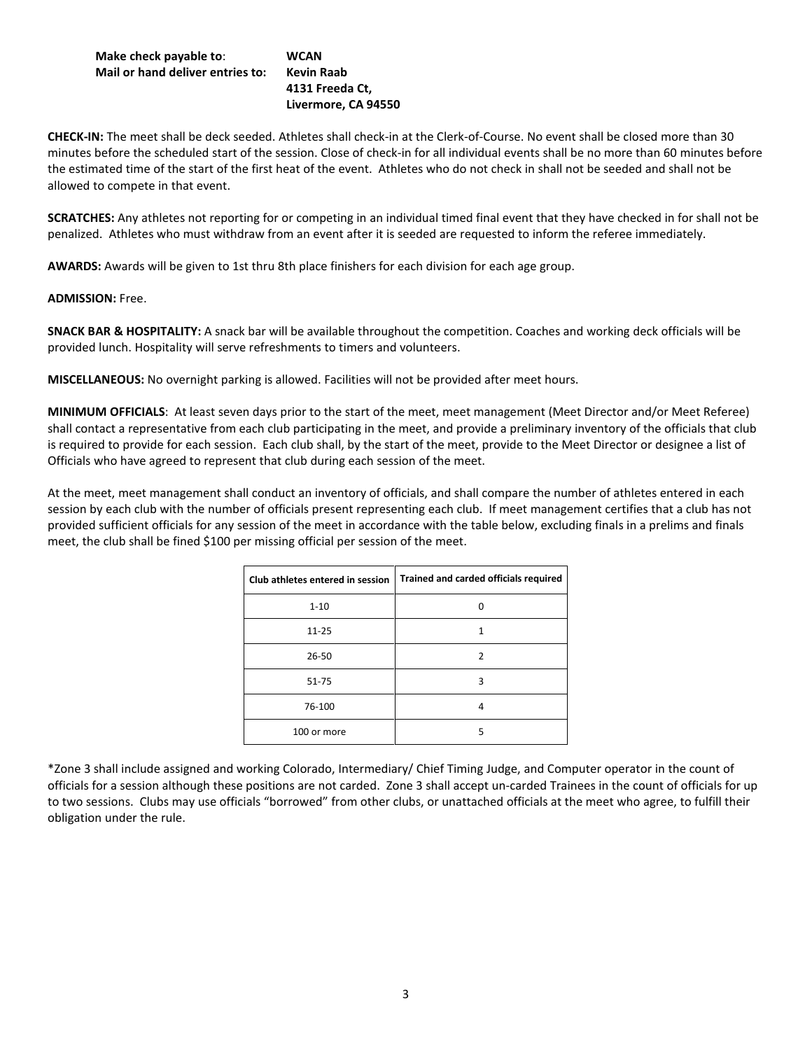**Make check payable to**: **WCAN**
**Mail or hand deliver entries to: Kevin Raab**
**4131 Freeda Ct,**
**Livermore, CA 94550**

**CHECK-IN:** The meet shall be deck seeded. Athletes shall check-in at the Clerk-of-Course. No event shall be closed more than 30 minutes before the scheduled start of the session. Close of check-in for all individual events shall be no more than 60 minutes before the estimated time of the start of the first heat of the event. Athletes who do not check in shall not be seeded and shall not be allowed to compete in that event.

**SCRATCHES:** Any athletes not reporting for or competing in an individual timed final event that they have checked in for shall not be penalized. Athletes who must withdraw from an event after it is seeded are requested to inform the referee immediately.

**AWARDS:** Awards will be given to 1st thru 8th place finishers for each division for each age group.

**ADMISSION:** Free.

**SNACK BAR & HOSPITALITY:** A snack bar will be available throughout the competition. Coaches and working deck officials will be provided lunch. Hospitality will serve refreshments to timers and volunteers.

**MISCELLANEOUS:** No overnight parking is allowed. Facilities will not be provided after meet hours.

**MINIMUM OFFICIALS**: At least seven days prior to the start of the meet, meet management (Meet Director and/or Meet Referee) shall contact a representative from each club participating in the meet, and provide a preliminary inventory of the officials that club is required to provide for each session. Each club shall, by the start of the meet, provide to the Meet Director or designee a list of Officials who have agreed to represent that club during each session of the meet.

At the meet, meet management shall conduct an inventory of officials, and shall compare the number of athletes entered in each session by each club with the number of officials present representing each club. If meet management certifies that a club has not provided sufficient officials for any session of the meet in accordance with the table below, excluding finals in a prelims and finals meet, the club shall be fined $100 per missing official per session of the meet.

| Club athletes entered in session | Trained and carded officials required |
|---|---|
| 1-10 | 0 |
| 11-25 | 1 |
| 26-50 | 2 |
| 51-75 | 3 |
| 76-100 | 4 |
| 100 or more | 5 |

*Zone 3 shall include assigned and working Colorado, Intermediary/ Chief Timing Judge, and Computer operator in the count of officials for a session although these positions are not carded. Zone 3 shall accept un-carded Trainees in the count of officials for up to two sessions. Clubs may use officials "borrowed" from other clubs, or unattached officials at the meet who agree, to fulfill their obligation under the rule.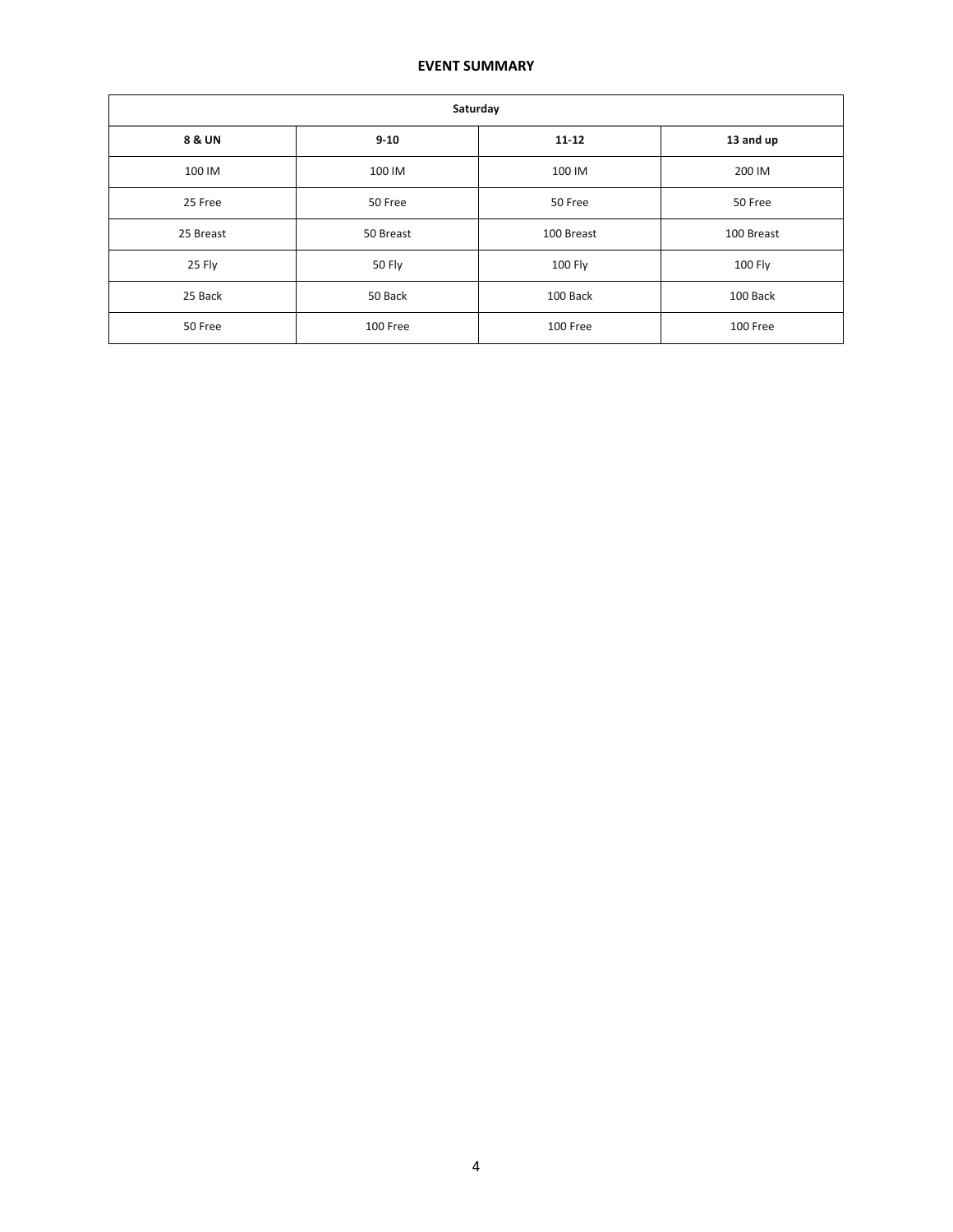## EVENT SUMMARY

| Saturday | | | |
|---|---|---|---|
| **8 & UN** | **9-10** | **11-12** | **13 and up** |
| 100 IM | 100 IM | 100 IM | 200 IM |
| 25 Free | 50 Free | 50 Free | 50 Free |
| 25 Breast | 50 Breast | 100 Breast | 100 Breast |
| 25 Fly | 50 Fly | 100 Fly | 100 Fly |
| 25 Back | 50 Back | 100 Back | 100 Back |
| 50 Free | 100 Free | 100 Free | 100 Free |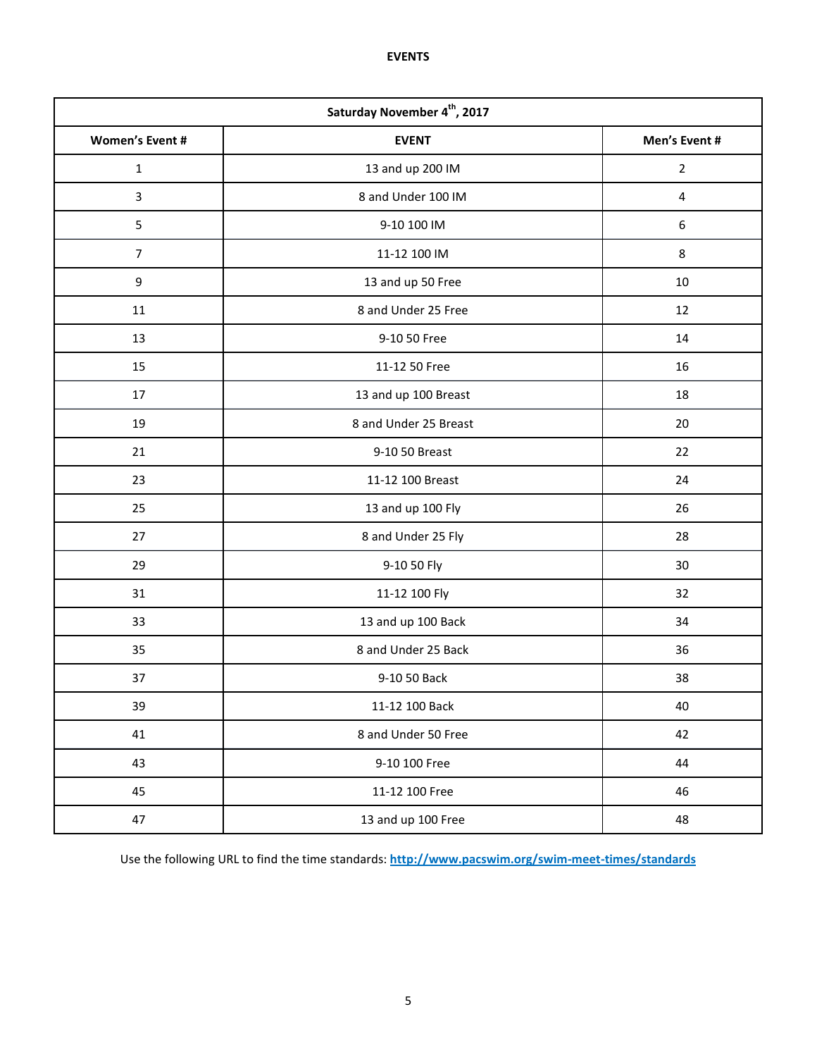# EVENTS

| Saturday November 4th, 2017 | | |
|---|---|---|
| **Women's Event #** | **EVENT** | **Men's Event #** |
| 1 | 13 and up 200 IM | 2 |
| 3 | 8 and Under 100 IM | 4 |
| 5 | 9-10 100 IM | 6 |
| 7 | 11-12 100 IM | 8 |
| 9 | 13 and up 50 Free | 10 |
| 11 | 8 and Under 25 Free | 12 |
| 13 | 9-10 50 Free | 14 |
| 15 | 11-12 50 Free | 16 |
| 17 | 13 and up 100 Breast | 18 |
| 19 | 8 and Under 25 Breast | 20 |
| 21 | 9-10 50 Breast | 22 |
| 23 | 11-12 100 Breast | 24 |
| 25 | 13 and up 100 Fly | 26 |
| 27 | 8 and Under 25 Fly | 28 |
| 29 | 9-10 50 Fly | 30 |
| 31 | 11-12 100 Fly | 32 |
| 33 | 13 and up 100 Back | 34 |
| 35 | 8 and Under 25 Back | 36 |
| 37 | 9-10 50 Back | 38 |
| 39 | 11-12 100 Back | 40 |
| 41 | 8 and Under 50 Free | 42 |
| 43 | 9-10 100 Free | 44 |
| 45 | 11-12 100 Free | 46 |
| 47 | 13 and up 100 Free | 48 |

Use the following URL to find the time standards: **http://www.pacswim.org/swim-meet-times/standards**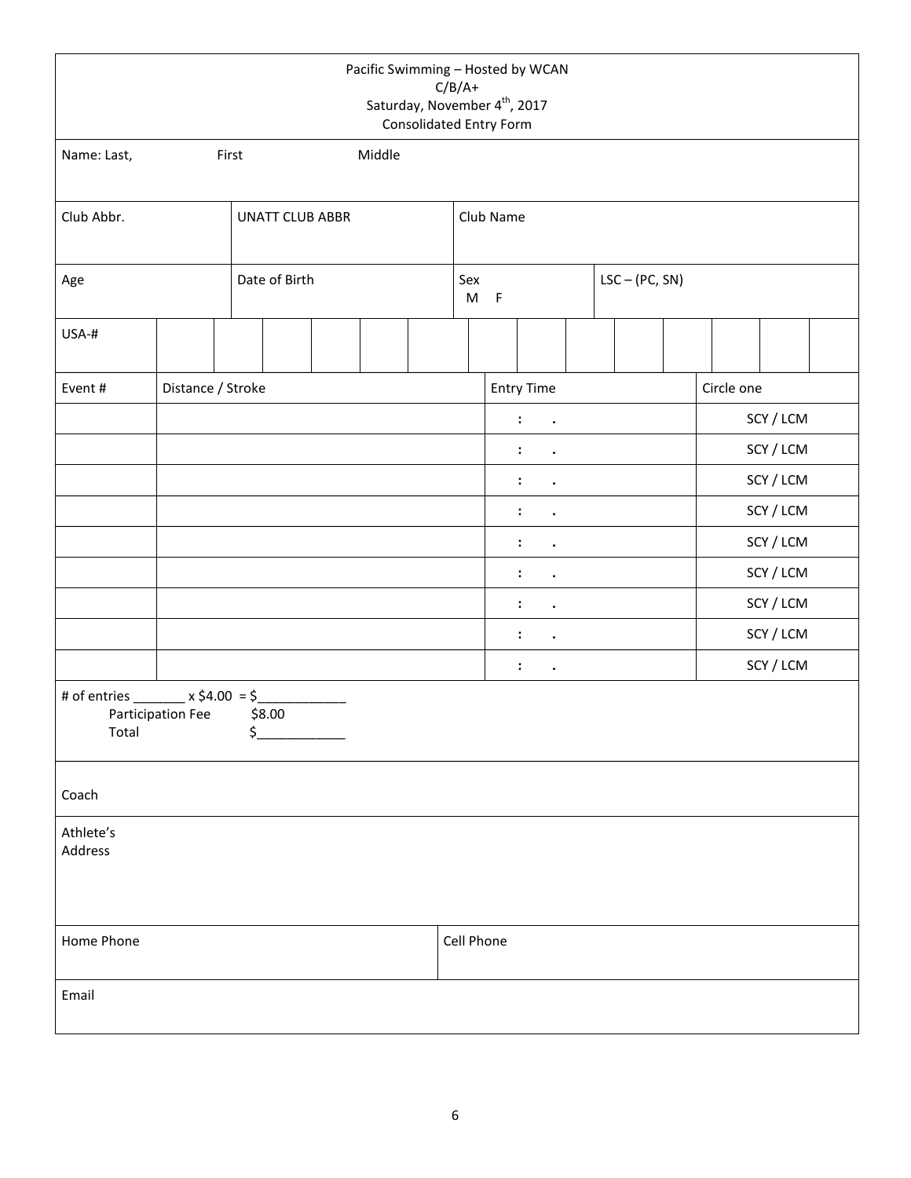Pacific Swimming – Hosted by WCAN
C/B/A+
Saturday, November 4th, 2017
Consolidated Entry Form

| Name: Last, First Middle | | | | |
|---|---|---|---|---|
| Club Abbr. | UNATT CLUB ABBR | Club Name | | |
| Age | Date of Birth | Sex M F | LSC – (PC, SN) | |
| USA-# | | | | |

| Event # | Distance / Stroke | Entry Time | Circle one |
|---|---|---|---|
| | | : . | SCY / LCM |
| | | : . | SCY / LCM |
| | | : . | SCY / LCM |
| | | : . | SCY / LCM |
| | | : . | SCY / LCM |
| | | : . | SCY / LCM |
| | | : . | SCY / LCM |
| | | : . | SCY / LCM |
| | | : . | SCY / LCM |

# of entries _______ x $4.00 = $____________
Participation Fee $8.00
Total $____________

Coach

Athlete's Address

| Home Phone | Cell Phone |
|---|---|
| | |

Email